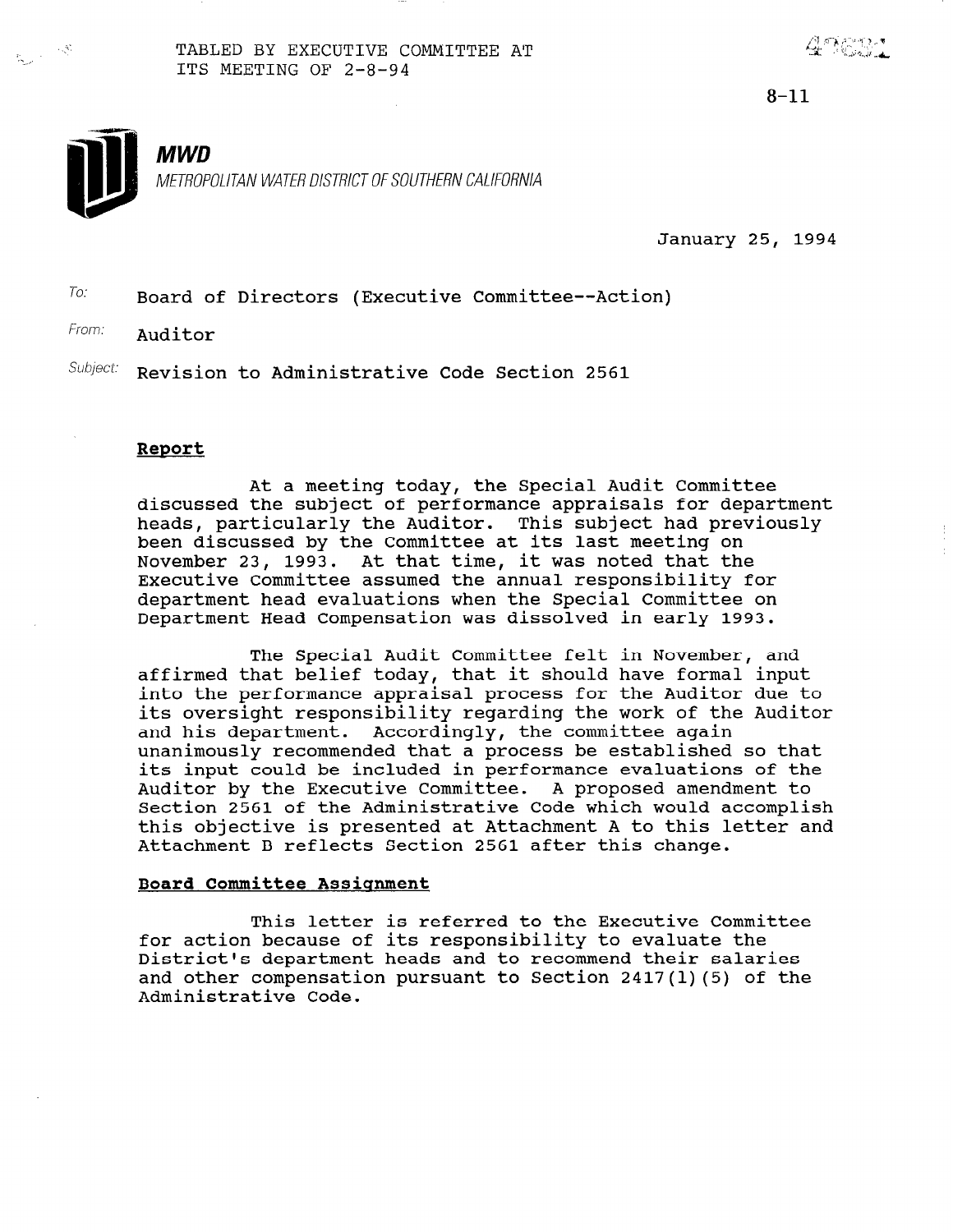TABLED BY EXECUTIVE COMMITTEE AT ITS MEETING OF 2-8-94

8-11

**MWD**

*METROPOLITAN WATER DISTRICT OF SOUTHERN CALIFORNIA*

January 25, 1994

To: Board of Directors (Executive Committee--Action)

From: Auditor

Subject: Revision to Administrative Code Section 2561

## Report

At a meeting today, the Special Audit Committee discussed the subject of performance appraisals for department heads, particularly the Auditor. This subject had previously been discussed by the Committee at its last meeting on November 23, 1993. At that time, it was noted that the Executive Committee assumed the annual responsibility for department head evaluations when the Special Committee on Department Head Compensation was dissolved in early 1993.

The Special Audit Committee felt in November, and affirmed that belief today, that it should have formal input into the performance appraisal process for the Auditor due to its oversight responsibility regarding the work of the Auditor and his department. Accordingly, the committee again unanimously recommended that a process be established so that its input could be included in performance evaluations of the Auditor by the Executive Committee. A proposed amendment to Section 2561 of the Administrative Code which would accomplish this objective is presented at Attachment A to this letter and Attachment B reflects Section 2561 after this change.

## Board Committee Assignment

This letter is referred to the Executive Committee for action because of its responsibility to evaluate the District's department heads and to recommend their salaries and other compensation pursuant to Section 2417(l)(5) of the Administrative Code.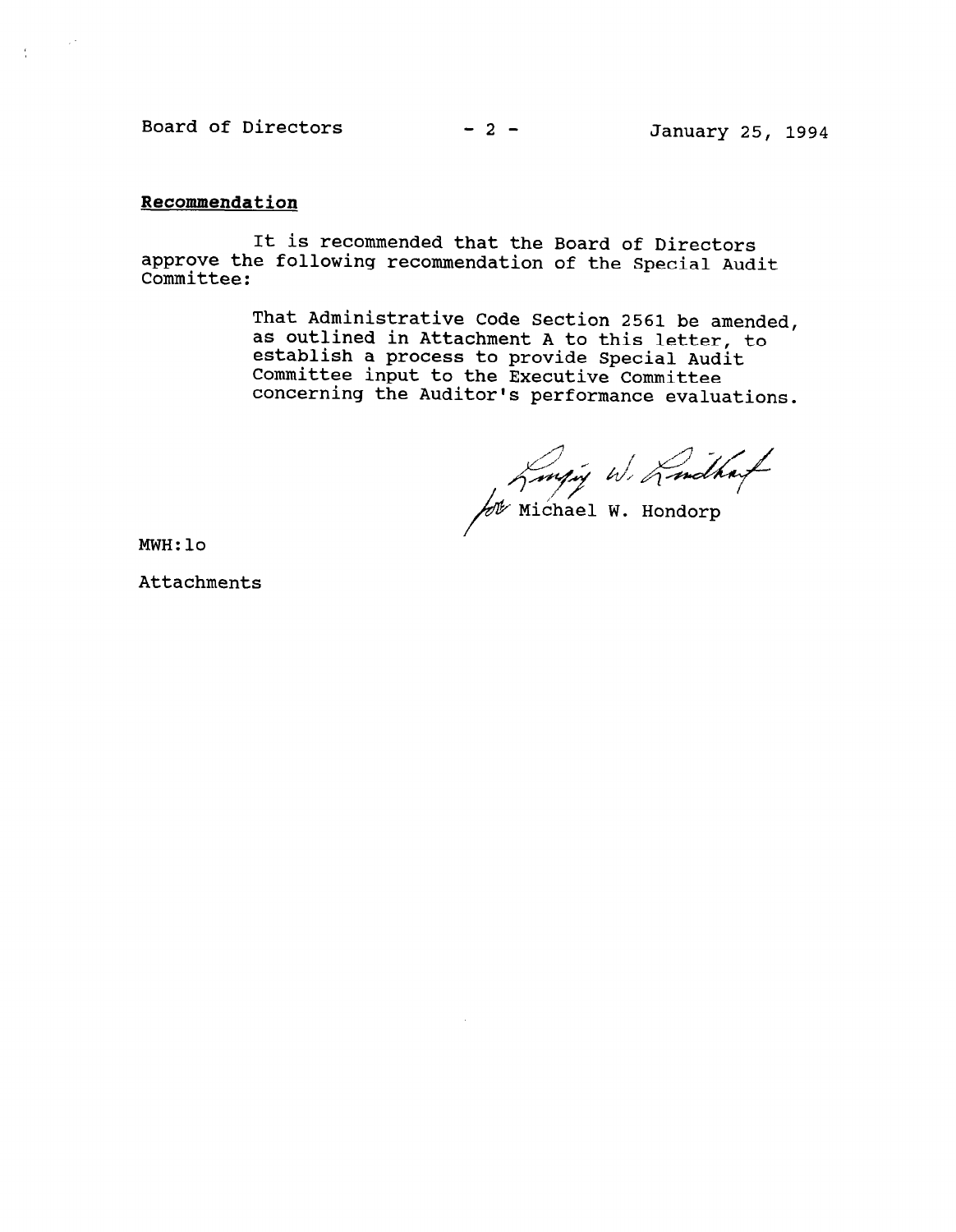**Recommendation**

It is recommended that the Board of Directors approve the following recommendation of the Special Audit Committee:

> That Administrative Code Section 2561 be amended, as outlined in Attachment A to this letter, to establish a process to provide Special Audit Committee input to the Executive Committee concerning the Auditor's performance evaluations.

for Michael W. Hondorp

MWH:lo

Attachments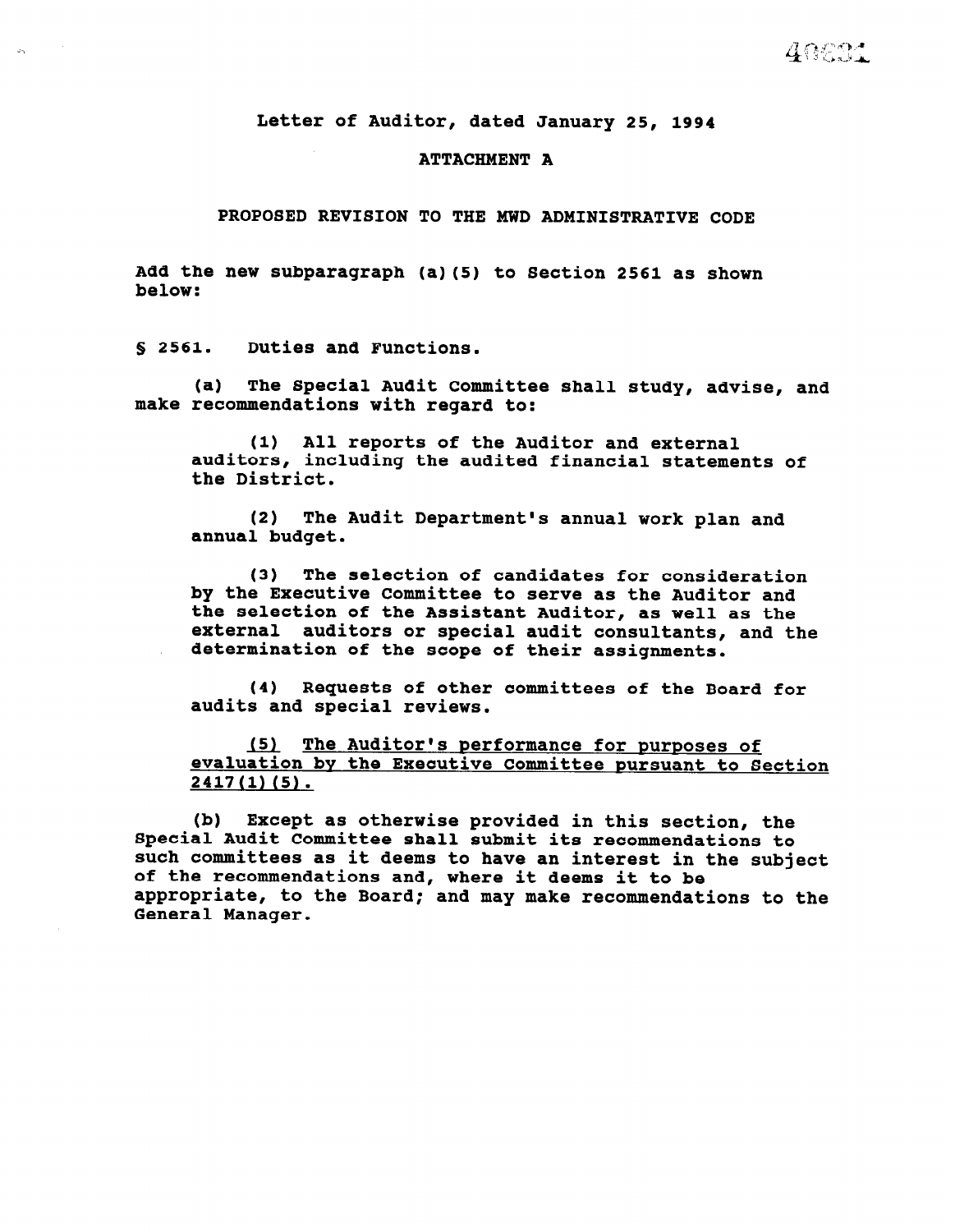Letter of Auditor, dated January 25, 1994

ATTACHMENT A

PROPOSED REVISION TO THE MWD ADMINISTRATIVE CODE

Add the new subparagraph (a)(5) to Section 2561 as shown below:

§ 2561. Duties and Functions.

(a) The Special Audit Committee shall study, advise, and make recommendations with regard to:

(1) All reports of the Auditor and external auditors, including the audited financial statements of the District.

(2) The Audit Department's annual work plan and annual budget.

(3) The selection of candidates for consideration by the Executive Committee to serve as the Auditor and the selection of the Assistant Auditor, as well as the external auditors or special audit consultants, and the determination of the scope of their assignments.

(4) Requests of other committees of the Board for audits and special reviews.

<u>(5) The Auditor's performance for purposes of evaluation by the Executive Committee pursuant to Section 2417(1)(5).</u>

(b) Except as otherwise provided in this section, the Special Audit Committee shall submit its recommendations to such committees as it deems to have an interest in the subject of the recommendations and, where it deems it to be appropriate, to the Board; and may make recommendations to the General Manager.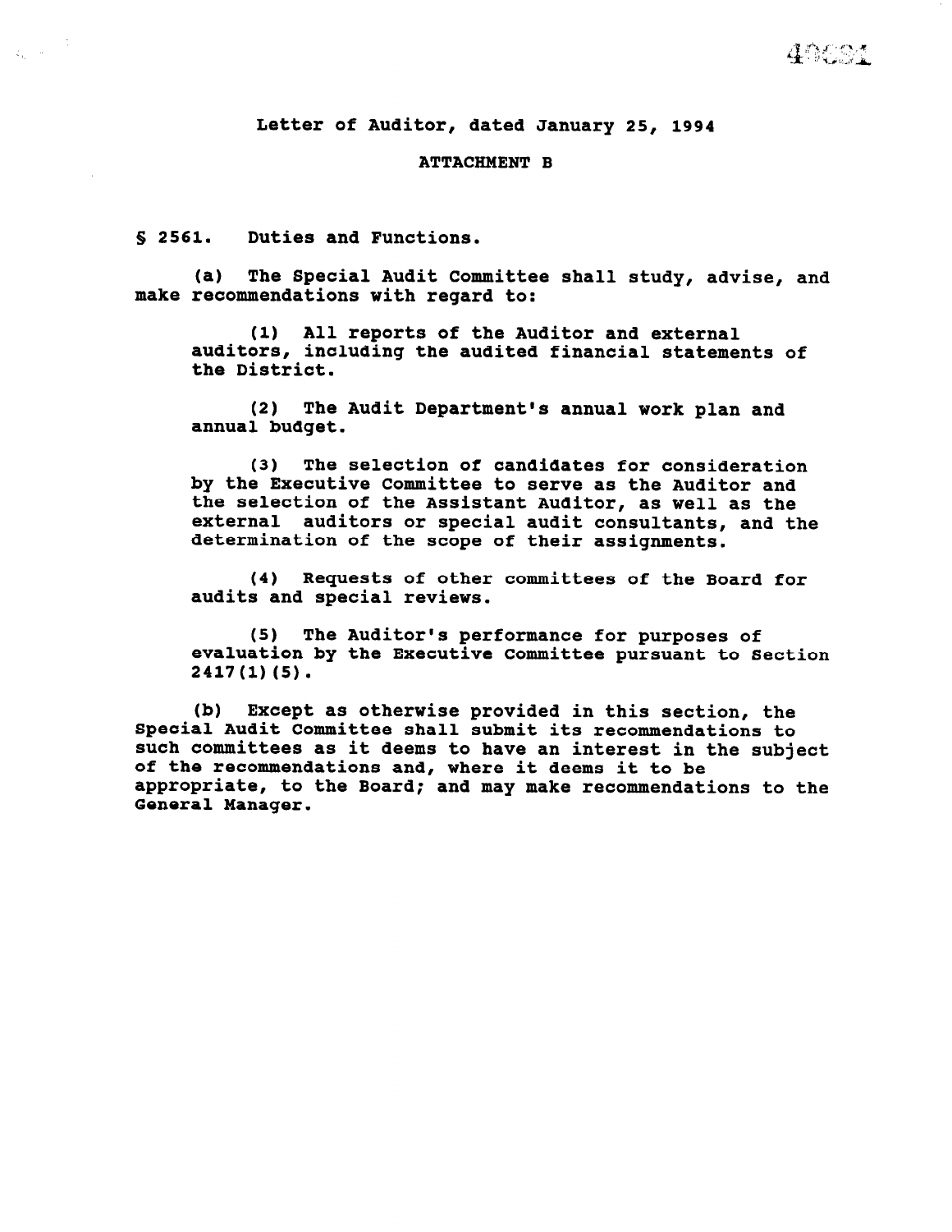Letter of Auditor, dated January 25, 1994

**ATTACHMENT B**

§ 2561. Duties and Functions.

(a) The Special Audit Committee shall study, advise, and make recommendations with regard to:

(1) All reports of the Auditor and external auditors, including the audited financial statements of the District.

(2) The Audit Department's annual work plan and annual budget.

(3) The selection of candidates for consideration by the Executive Committee to serve as the Auditor and the selection of the Assistant Auditor, as well as the external auditors or special audit consultants, and the determination of the scope of their assignments.

(4) Requests of other committees of the Board for audits and special reviews.

(5) The Auditor's performance for purposes of evaluation by the Executive Committee pursuant to Section 2417(1)(5).

(b) Except as otherwise provided in this section, the Special Audit Committee shall submit its recommendations to such committees as it deems to have an interest in the subject of the recommendations and, where it deems it to be appropriate, to the Board; and may make recommendations to the General Manager.